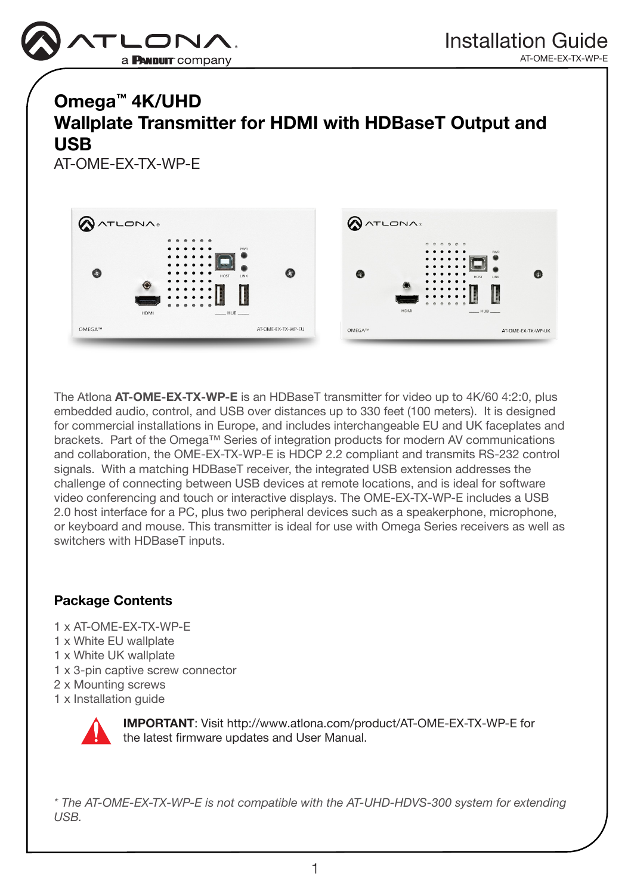# Omega™ 4K/UHD Wallplate Transmitter for HDMI with HDBaseT Output and USB

AT-OME-EX-TX-WP-E

The Atlona **AT-OME-EX-TX-WP-E** is an HDBaseT transmitter for video up to 4K/60 4:2:0, plus embedded audio, control, and USB over distances up to 330 feet (100 meters). It is designed for commercial installations in Europe, and includes interchangeable EU and UK faceplates and brackets. Part of the Omega™ Series of integration products for modern AV communications and collaboration, the OME-EX-TX-WP-E is HDCP 2.2 compliant and transmits RS-232 control signals. With a matching HDBaseT receiver, the integrated USB extension addresses the challenge of connecting between USB devices at remote locations, and is ideal for software video conferencing and touch or interactive displays. The OME-EX-TX-WP-E includes a USB 2.0 host interface for a PC, plus two peripheral devices such as a speakerphone, microphone, or keyboard and mouse. This transmitter is ideal for use with Omega Series receivers as well as switchers with HDBaseT inputs.

## Package Contents

1 x AT-OME-EX-TX-WP-E  
1 x White EU wallplate  
1 x White UK wallplate  
1 x 3-pin captive screw connector  
2 x Mounting screws  
1 x Installation guide

**IMPORTANT**: Visit http://www.atlona.com/product/AT-OME-EX-TX-WP-E for the latest firmware updates and User Manual.

*\* The AT-OME-EX-TX-WP-E is not compatible with the AT-UHD-HDVS-300 system for extending USB.*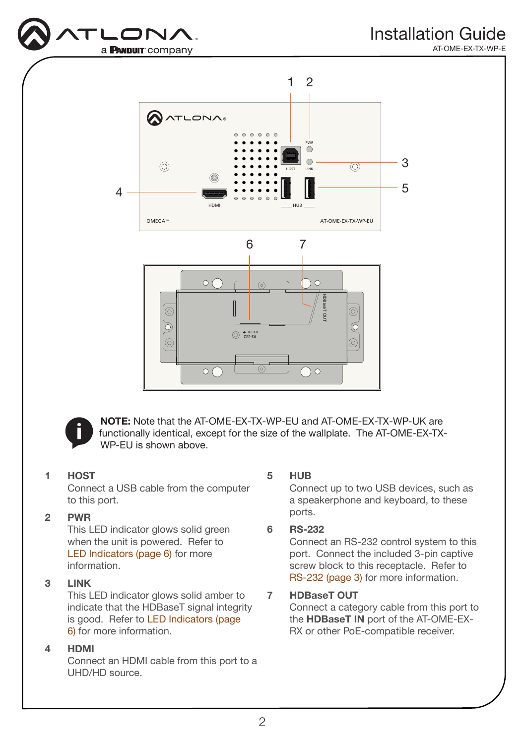**NOTE:** Note that the AT-OME-EX-TX-WP-EU and AT-OME-EX-TX-WP-UK are functionally identical, except for the size of the wallplate. The AT-OME-EX-TX-WP-EU is shown above.

1 **HOST**
Connect a USB cable from the computer to this port.

2 **PWR**
This LED indicator glows solid green when the unit is powered. Refer to LED Indicators (page 6) for more information.

3 **LINK**
This LED indicator glows solid amber to indicate that the HDBaseT signal integrity is good. Refer to LED Indicators (page 6) for more information.

4 **HDMI**
Connect an HDMI cable from this port to a UHD/HD source.

5 **HUB**
Connect up to two USB devices, such as a speakerphone and keyboard, to these ports.

6 **RS-232**
Connect an RS-232 control system to this port. Connect the included 3-pin captive screw block to this receptacle. Refer to RS-232 (page 3) for more information.

7 **HDBaseT OUT**
Connect a category cable from this port to the **HDBaseT IN** port of the AT-OME-EX-RX or other PoE-compatible receiver.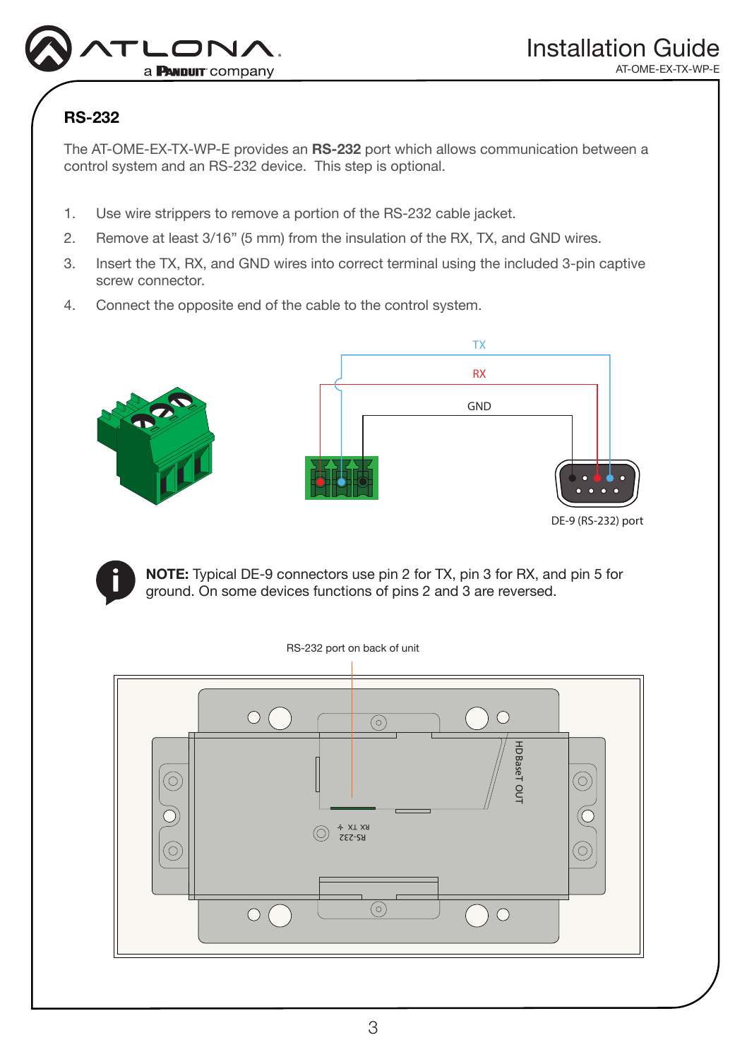## RS-232

The AT-OME-EX-TX-WP-E provides an **RS-232** port which allows communication between a control system and an RS-232 device. This step is optional.

1. Use wire strippers to remove a portion of the RS-232 cable jacket.
2. Remove at least 3/16” (5 mm) from the insulation of the RX, TX, and GND wires.
3. Insert the TX, RX, and GND wires into correct terminal using the included 3-pin captive screw connector.
4. Connect the opposite end of the cable to the control system.

TX

RX

GND

DE-9 (RS-232) port

**NOTE:** Typical DE-9 connectors use pin 2 for TX, pin 3 for RX, and pin 5 for ground. On some devices functions of pins 2 and 3 are reversed.

RS-232 port on back of unit

HDBaseT OUT

RS-232

RX TX ⏚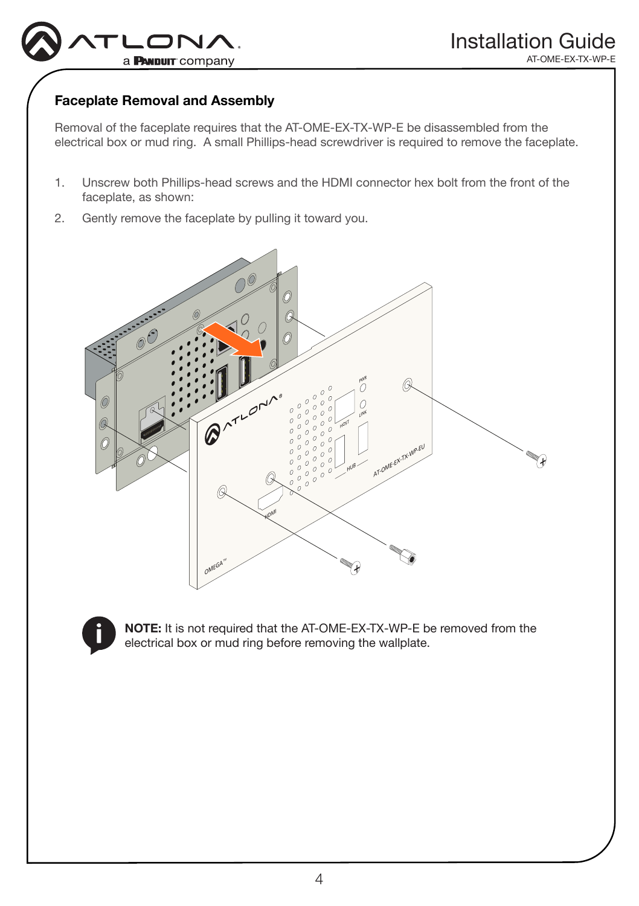## Faceplate Removal and Assembly

Removal of the faceplate requires that the AT-OME-EX-TX-WP-E be disassembled from the electrical box or mud ring. A small Phillips-head screwdriver is required to remove the faceplate.

1. Unscrew both Phillips-head screws and the HDMI connector hex bolt from the front of the faceplate, as shown:
2. Gently remove the faceplate by pulling it toward you.

**NOTE:** It is not required that the AT-OME-EX-TX-WP-E be removed from the electrical box or mud ring before removing the wallplate.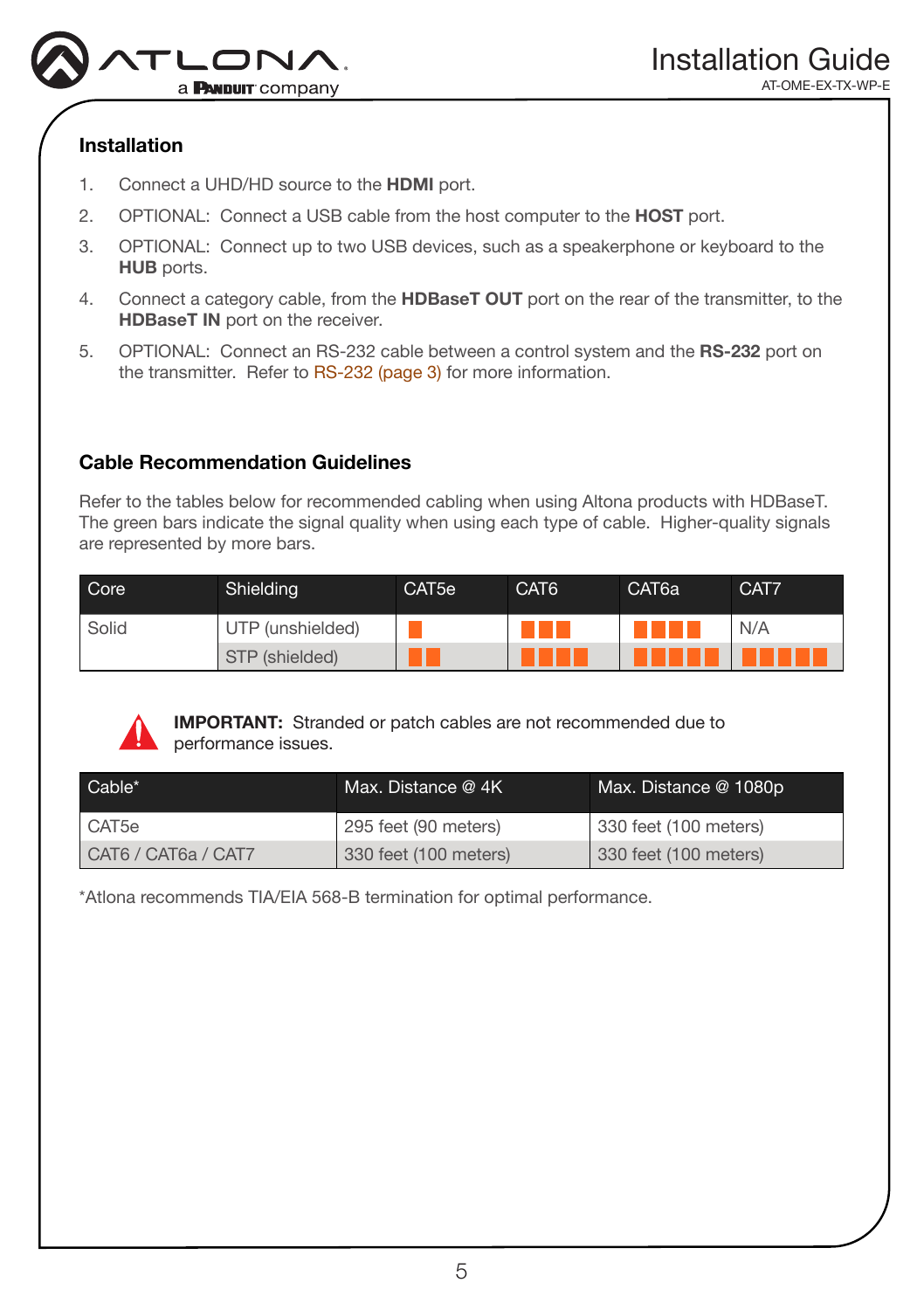## Installation

1. Connect a UHD/HD source to the **HDMI** port.
2. OPTIONAL: Connect a USB cable from the host computer to the **HOST** port.
3. OPTIONAL: Connect up to two USB devices, such as a speakerphone or keyboard to the **HUB** ports.
4. Connect a category cable, from the **HDBaseT OUT** port on the rear of the transmitter, to the **HDBaseT IN** port on the receiver.
5. OPTIONAL: Connect an RS-232 cable between a control system and the **RS-232** port on the transmitter. Refer to RS-232 (page 3) for more information.

## Cable Recommendation Guidelines

Refer to the tables below for recommended cabling when using Altona products with HDBaseT. The green bars indicate the signal quality when using each type of cable. Higher-quality signals are represented by more bars.

| Core | Shielding | CAT5e | CAT6 | CAT6a | CAT7 |
|---|---|---|---|---|---|
| Solid | UTP (unshielded) | ■ | ■■■ | ■■■■ | N/A |
| | STP (shielded) | ■■ | ■■■■ | ■■■■■ | ■■■■■ |

**IMPORTANT:** Stranded or patch cables are not recommended due to performance issues.

| Cable* | Max. Distance @ 4K | Max. Distance @ 1080p |
|---|---|---|
| CAT5e | 295 feet (90 meters) | 330 feet (100 meters) |
| CAT6 / CAT6a / CAT7 | 330 feet (100 meters) | 330 feet (100 meters) |

*Atlona recommends TIA/EIA 568-B termination for optimal performance.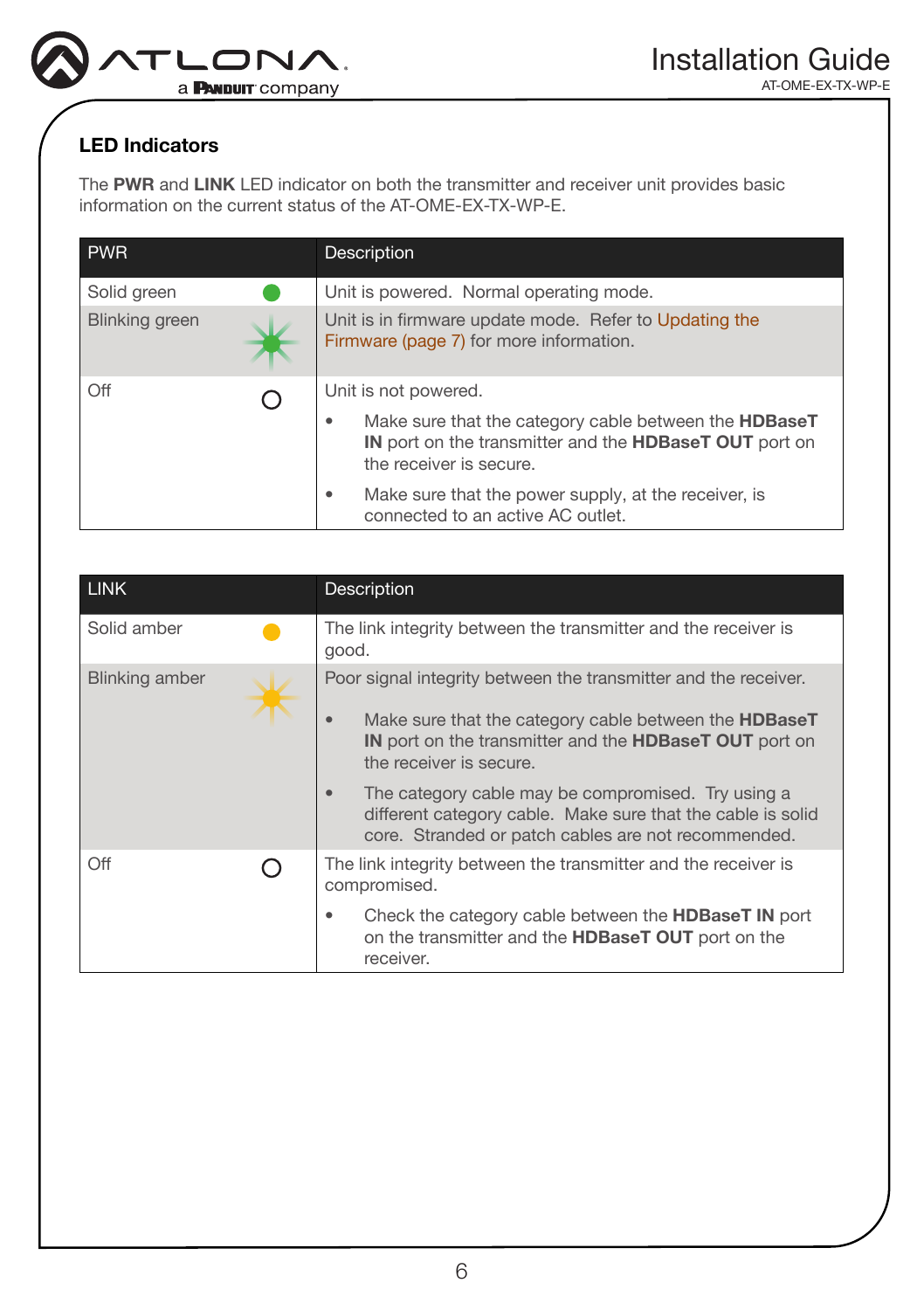## LED Indicators

The **PWR** and **LINK** LED indicator on both the transmitter and receiver unit provides basic information on the current status of the AT-OME-EX-TX-WP-E.

| PWR | Description |
|---|---|
| Solid green | Unit is powered. Normal operating mode. |
| Blinking green | Unit is in firmware update mode. Refer to Updating the Firmware (page 7) for more information. |
| Off | Unit is not powered.<br>• Make sure that the category cable between the **HDBaseT IN** port on the transmitter and the **HDBaseT OUT** port on the receiver is secure.<br>• Make sure that the power supply, at the receiver, is connected to an active AC outlet. |

| LINK | Description |
|---|---|
| Solid amber | The link integrity between the transmitter and the receiver is good. |
| Blinking amber | Poor signal integrity between the transmitter and the receiver.<br>• Make sure that the category cable between the **HDBaseT IN** port on the transmitter and the **HDBaseT OUT** port on the receiver is secure.<br>• The category cable may be compromised. Try using a different category cable. Make sure that the cable is solid core. Stranded or patch cables are not recommended. |
| Off | The link integrity between the transmitter and the receiver is compromised.<br>• Check the category cable between the **HDBaseT IN** port on the transmitter and the **HDBaseT OUT** port on the receiver. |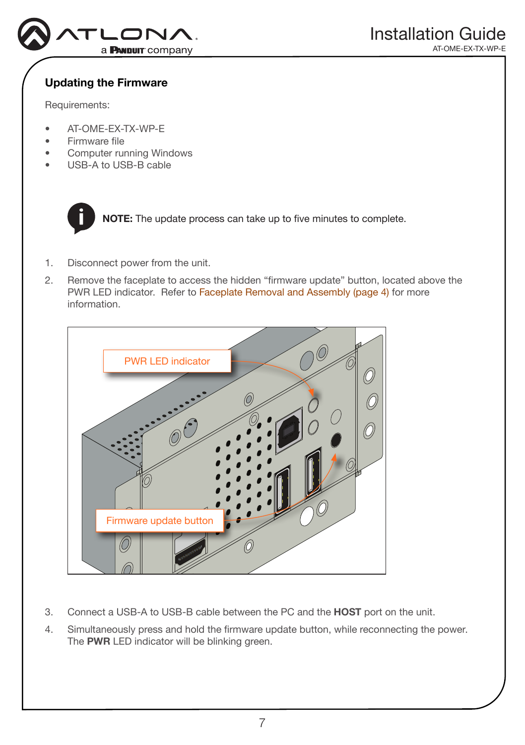## Updating the Firmware

Requirements:

- AT-OME-EX-TX-WP-E
- Firmware file
- Computer running Windows
- USB-A to USB-B cable

**NOTE:** The update process can take up to five minutes to complete.

1. Disconnect power from the unit.
2. Remove the faceplate to access the hidden "firmware update" button, located above the PWR LED indicator. Refer to Faceplate Removal and Assembly (page 4) for more information.

PWR LED indicator

Firmware update button

3. Connect a USB-A to USB-B cable between the PC and the **HOST** port on the unit.
4. Simultaneously press and hold the firmware update button, while reconnecting the power. The **PWR** LED indicator will be blinking green.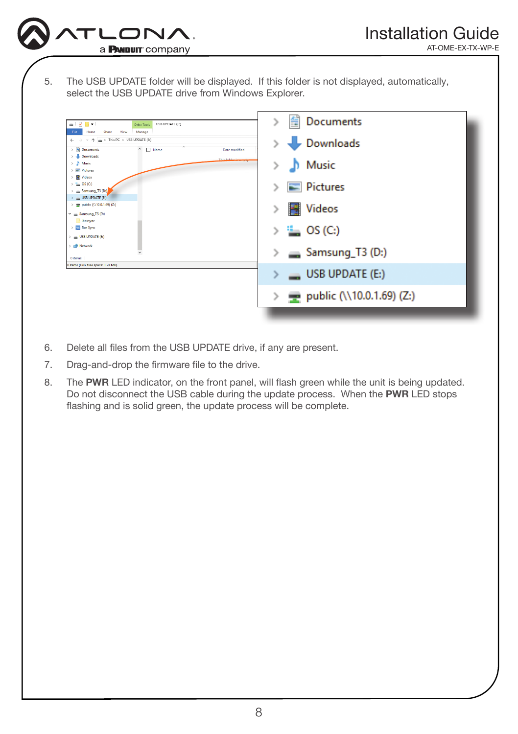5. The USB UPDATE folder will be displayed. If this folder is not displayed, automatically, select the USB UPDATE drive from Windows Explorer.

6. Delete all files from the USB UPDATE drive, if any are present.
7. Drag-and-drop the firmware file to the drive.
8. The **PWR** LED indicator, on the front panel, will flash green while the unit is being updated. Do not disconnect the USB cable during the update process. When the **PWR** LED stops flashing and is solid green, the update process will be complete.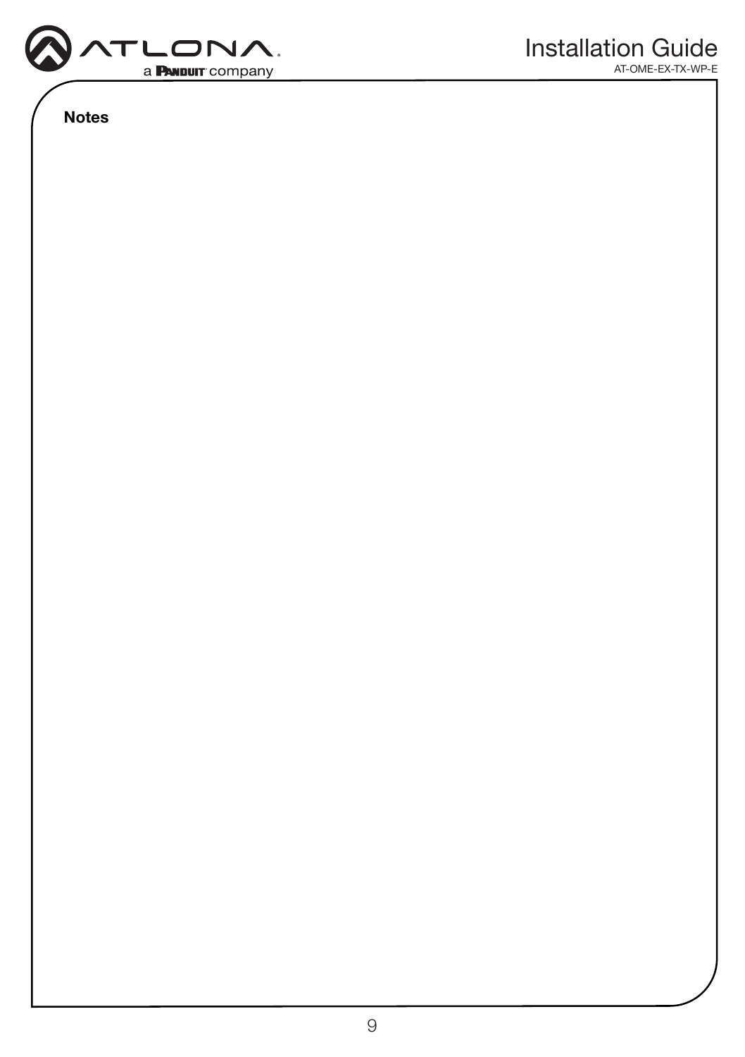**Notes**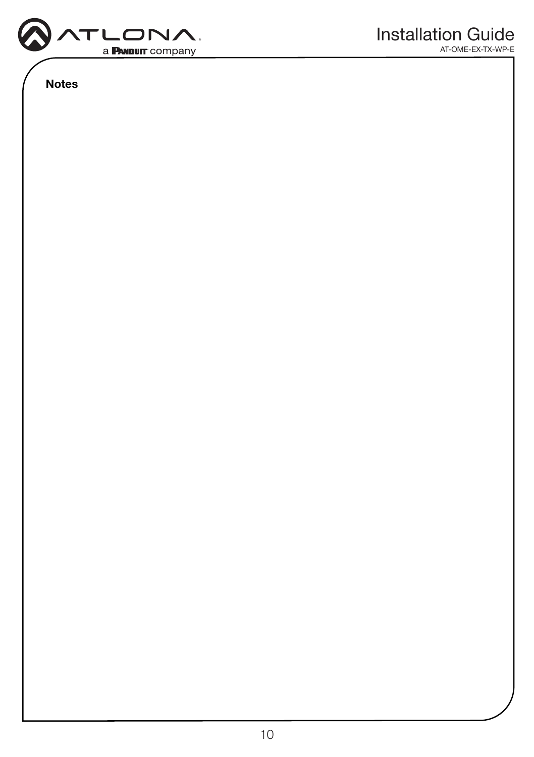**Notes**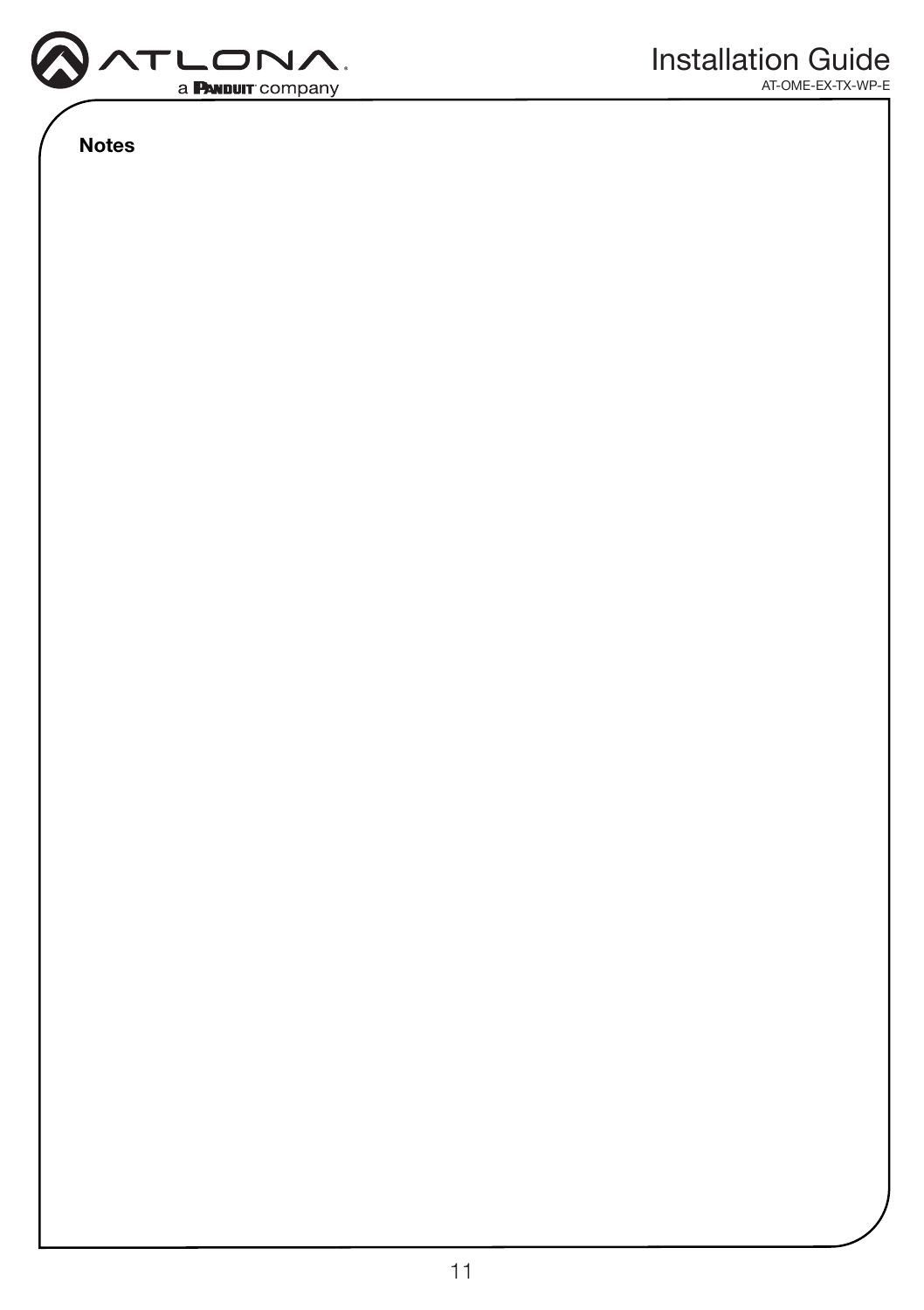**Notes**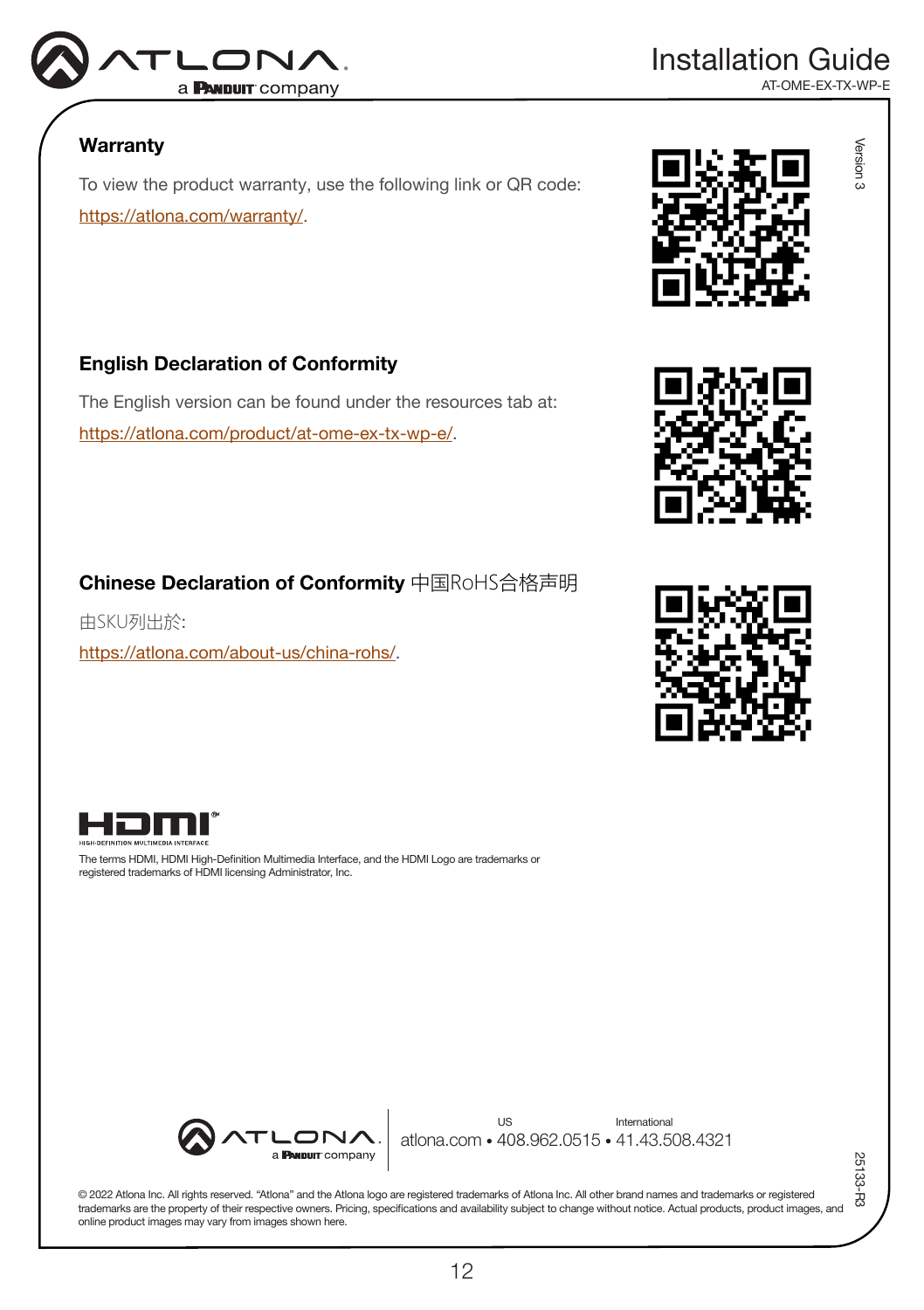## Warranty

To view the product warranty, use the following link or QR code:

https://atlona.com/warranty/.

## English Declaration of Conformity

The English version can be found under the resources tab at:

https://atlona.com/product/at-ome-ex-tx-wp-e/.

## Chinese Declaration of Conformity 中国RoHS合格声明

由SKU列出於:

https://atlona.com/about-us/china-rohs/.

The terms HDMI, HDMI High-Definition Multimedia Interface, and the HDMI Logo are trademarks or registered trademarks of HDMI licensing Administrator, Inc.

atlona.com • US 408.962.0515 • International 41.43.508.4321

© 2022 Atlona Inc. All rights reserved. "Atlona" and the Atlona logo are registered trademarks of Atlona Inc. All other brand names and trademarks or registered trademarks are the property of their respective owners. Pricing, specifications and availability subject to change without notice. Actual products, product images, and online product images may vary from images shown here.

25133-R3